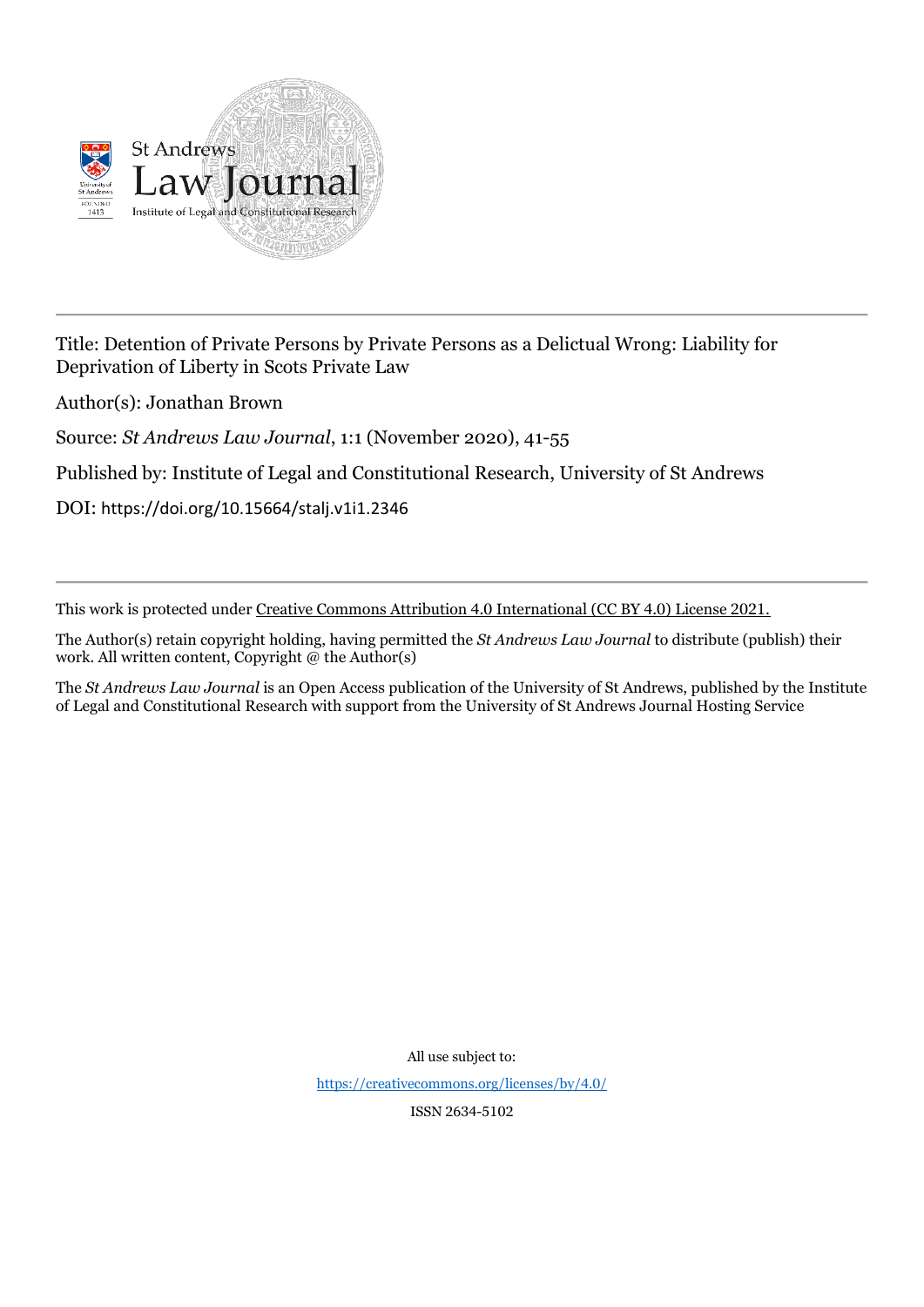St Andrews Law Journal

Institute of Legal and Constitutional Research

Title: Detention of Private Persons by Private Persons as a Delictual Wrong: Liability for Deprivation of Liberty in Scots Private Law

Author(s): Jonathan Brown

Source: *St Andrews Law Journal*, 1:1 (November 2020), 41-55

Published by: Institute of Legal and Constitutional Research, University of St Andrews

DOI: https://doi.org/10.15664/stalj.v1i1.2346

This work is protected under Creative Commons Attribution 4.0 International (CC BY 4.0) License 2021.

The Author(s) retain copyright holding, having permitted the *St Andrews Law Journal* to distribute (publish) their work. All written content, Copyright @ the Author(s)

The *St Andrews Law Journal* is an Open Access publication of the University of St Andrews, published by the Institute of Legal and Constitutional Research with support from the University of St Andrews Journal Hosting Service

All use subject to:

https://creativecommons.org/licenses/by/4.0/

ISSN 2634-5102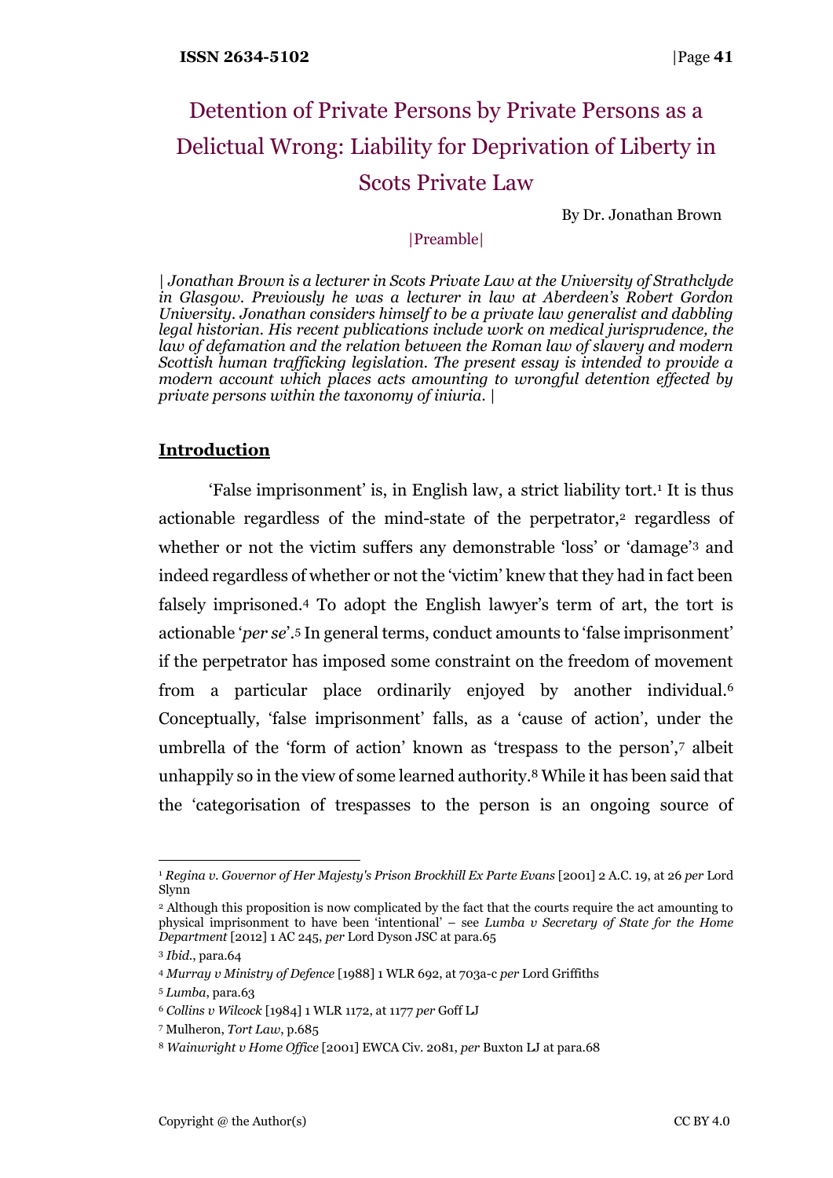# Detention of Private Persons by Private Persons as a Delictual Wrong: Liability for Deprivation of Liberty in Scots Private Law

By Dr. Jonathan Brown

|Preamble|

*| Jonathan Brown is a lecturer in Scots Private Law at the University of Strathclyde in Glasgow. Previously he was a lecturer in law at Aberdeen's Robert Gordon University. Jonathan considers himself to be a private law generalist and dabbling legal historian. His recent publications include work on medical jurisprudence, the law of defamation and the relation between the Roman law of slavery and modern Scottish human trafficking legislation. The present essay is intended to provide a modern account which places acts amounting to wrongful detention effected by private persons within the taxonomy of iniuria. |*

## Introduction

'False imprisonment' is, in English law, a strict liability tort.[1] It is thus actionable regardless of the mind-state of the perpetrator,[2] regardless of whether or not the victim suffers any demonstrable 'loss' or 'damage'[3] and indeed regardless of whether or not the 'victim' knew that they had in fact been falsely imprisoned.[4] To adopt the English lawyer's term of art, the tort is actionable '*per se*'.[5] In general terms, conduct amounts to 'false imprisonment' if the perpetrator has imposed some constraint on the freedom of movement from a particular place ordinarily enjoyed by another individual.[6] Conceptually, 'false imprisonment' falls, as a 'cause of action', under the umbrella of the 'form of action' known as 'trespass to the person',[7] albeit unhappily so in the view of some learned authority.[8] While it has been said that the 'categorisation of trespasses to the person is an ongoing source of

---

[1] *Regina v. Governor of Her Majesty's Prison Brockhill Ex Parte Evans* [2001] 2 A.C. 19, at 26 *per* Lord Slynn

[2] Although this proposition is now complicated by the fact that the courts require the act amounting to physical imprisonment to have been 'intentional' – see *Lumba v Secretary of State for the Home Department* [2012] 1 AC 245, *per* Lord Dyson JSC at para.65

[3] *Ibid.*, para.64

[4] *Murray v Ministry of Defence* [1988] 1 WLR 692, at 703a-c *per* Lord Griffiths

[5] *Lumba*, para.63

[6] *Collins v Wilcock* [1984] 1 WLR 1172, at 1177 *per* Goff LJ

[7] Mulheron, *Tort Law*, p.685

[8] *Wainwright v Home Office* [2001] EWCA Civ. 2081, *per* Buxton LJ at para.68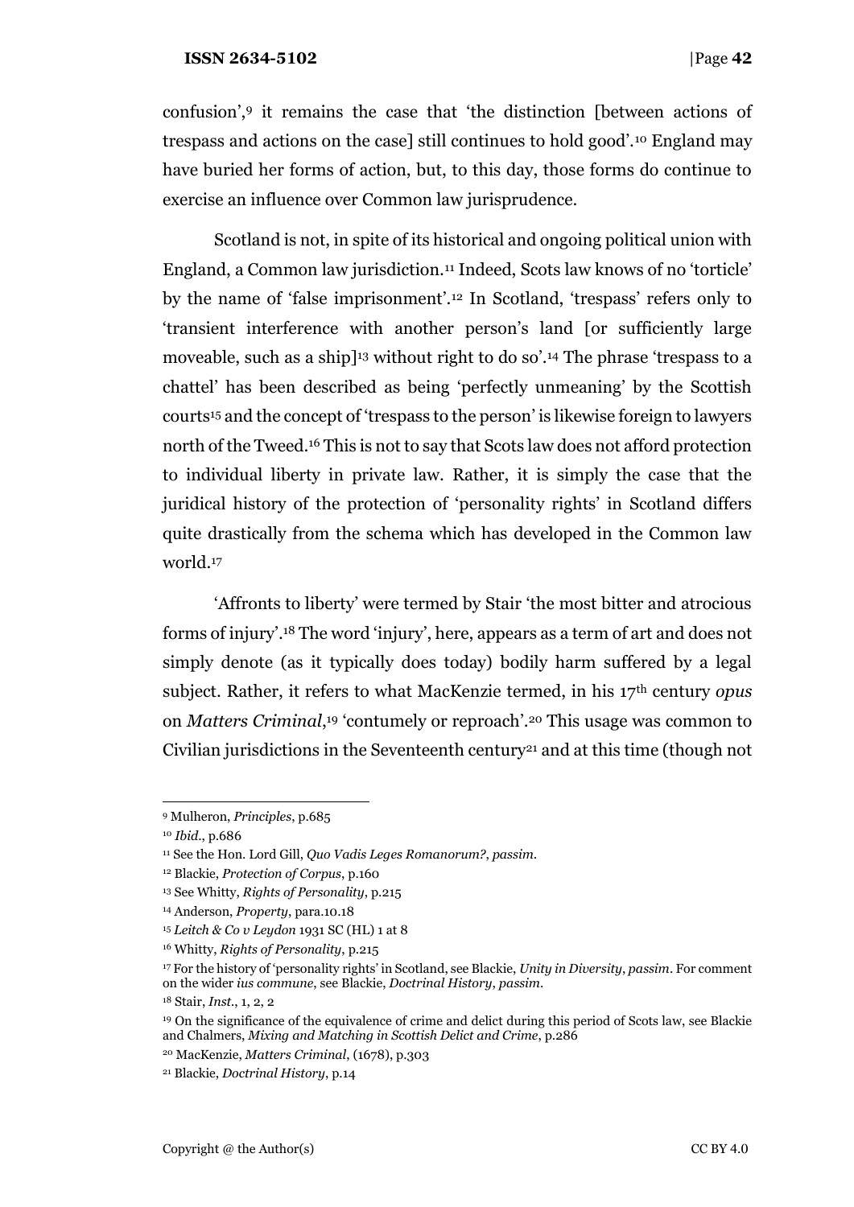confusion',[9] it remains the case that 'the distinction [between actions of trespass and actions on the case] still continues to hold good'.[10] England may have buried her forms of action, but, to this day, those forms do continue to exercise an influence over Common law jurisprudence.

Scotland is not, in spite of its historical and ongoing political union with England, a Common law jurisdiction.[11] Indeed, Scots law knows of no 'torticle' by the name of 'false imprisonment'.[12] In Scotland, 'trespass' refers only to 'transient interference with another person's land [or sufficiently large moveable, such as a ship][13] without right to do so'.[14] The phrase 'trespass to a chattel' has been described as being 'perfectly unmeaning' by the Scottish courts[15] and the concept of 'trespass to the person' is likewise foreign to lawyers north of the Tweed.[16] This is not to say that Scots law does not afford protection to individual liberty in private law. Rather, it is simply the case that the juridical history of the protection of 'personality rights' in Scotland differs quite drastically from the schema which has developed in the Common law world.[17]

'Affronts to liberty' were termed by Stair 'the most bitter and atrocious forms of injury'.[18] The word 'injury', here, appears as a term of art and does not simply denote (as it typically does today) bodily harm suffered by a legal subject. Rather, it refers to what MacKenzie termed, in his 17th century *opus* on *Matters Criminal*,[19] 'contumely or reproach'.[20] This usage was common to Civilian jurisdictions in the Seventeenth century[21] and at this time (though not

---

[9] Mulheron, *Principles*, p.685

[10] *Ibid.*, p.686

[11] See the Hon. Lord Gill, *Quo Vadis Leges Romanorum?*, *passim*.

[12] Blackie, *Protection of Corpus*, p.160

[13] See Whitty, *Rights of Personality*, p.215

[14] Anderson, *Property*, para.10.18

[15] *Leitch & Co v Leydon* 1931 SC (HL) 1 at 8

[16] Whitty, *Rights of Personality*, p.215

[17] For the history of 'personality rights' in Scotland, see Blackie, *Unity in Diversity*, *passim*. For comment on the wider *ius commune*, see Blackie, *Doctrinal History*, *passim*.

[18] Stair, *Inst.*, 1, 2, 2

[19] On the significance of the equivalence of crime and delict during this period of Scots law, see Blackie and Chalmers, *Mixing and Matching in Scottish Delict and Crime*, p.286

[20] MacKenzie, *Matters Criminal*, (1678), p.303

[21] Blackie, *Doctrinal History*, p.14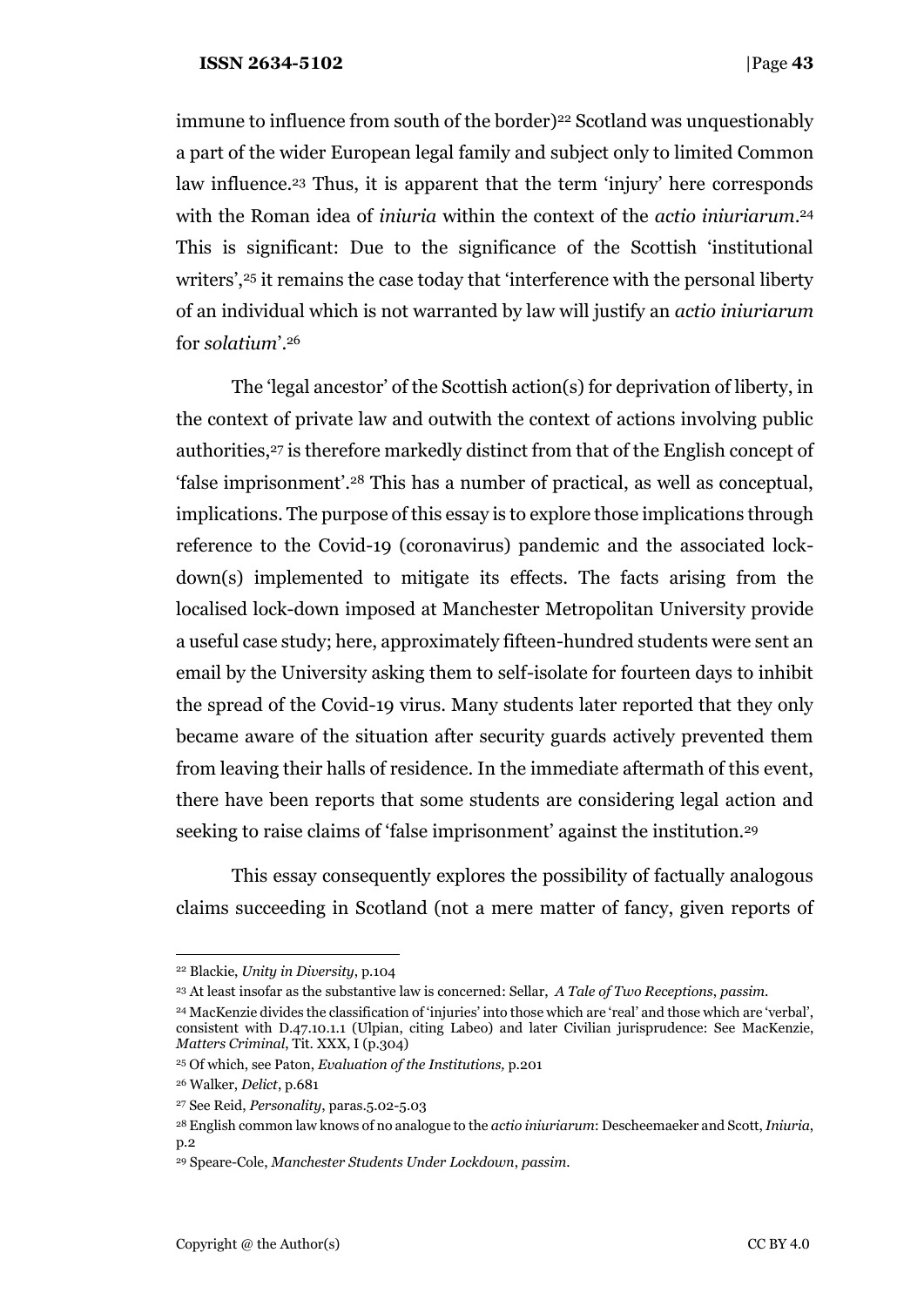immune to influence from south of the border)[22] Scotland was unquestionably a part of the wider European legal family and subject only to limited Common law influence.[23] Thus, it is apparent that the term 'injury' here corresponds with the Roman idea of *iniuria* within the context of the *actio iniuriarum*.[24] This is significant: Due to the significance of the Scottish 'institutional writers',[25] it remains the case today that 'interference with the personal liberty of an individual which is not warranted by law will justify an *actio iniuriarum* for *solatium*'.[26]

The 'legal ancestor' of the Scottish action(s) for deprivation of liberty, in the context of private law and outwith the context of actions involving public authorities,[27] is therefore markedly distinct from that of the English concept of 'false imprisonment'.[28] This has a number of practical, as well as conceptual, implications. The purpose of this essay is to explore those implications through reference to the Covid-19 (coronavirus) pandemic and the associated lock-down(s) implemented to mitigate its effects. The facts arising from the localised lock-down imposed at Manchester Metropolitan University provide a useful case study; here, approximately fifteen-hundred students were sent an email by the University asking them to self-isolate for fourteen days to inhibit the spread of the Covid-19 virus. Many students later reported that they only became aware of the situation after security guards actively prevented them from leaving their halls of residence. In the immediate aftermath of this event, there have been reports that some students are considering legal action and seeking to raise claims of 'false imprisonment' against the institution.[29]

This essay consequently explores the possibility of factually analogous claims succeeding in Scotland (not a mere matter of fancy, given reports of

---

[22] Blackie, *Unity in Diversity*, p.104

[23] At least insofar as the substantive law is concerned: Sellar, *A Tale of Two Receptions*, *passim*.

[24] MacKenzie divides the classification of 'injuries' into those which are 'real' and those which are 'verbal', consistent with D.47.10.1.1 (Ulpian, citing Labeo) and later Civilian jurisprudence: See MacKenzie, *Matters Criminal*, Tit. XXX, I (p.304)

[25] Of which, see Paton, *Evaluation of the Institutions,* p.201

[26] Walker, *Delict*, p.681

[27] See Reid, *Personality*, paras.5.02-5.03

[28] English common law knows of no analogue to the *actio iniuriarum*: Descheemaeker and Scott, *Iniuria*, p.2

[29] Speare-Cole, *Manchester Students Under Lockdown*, *passim*.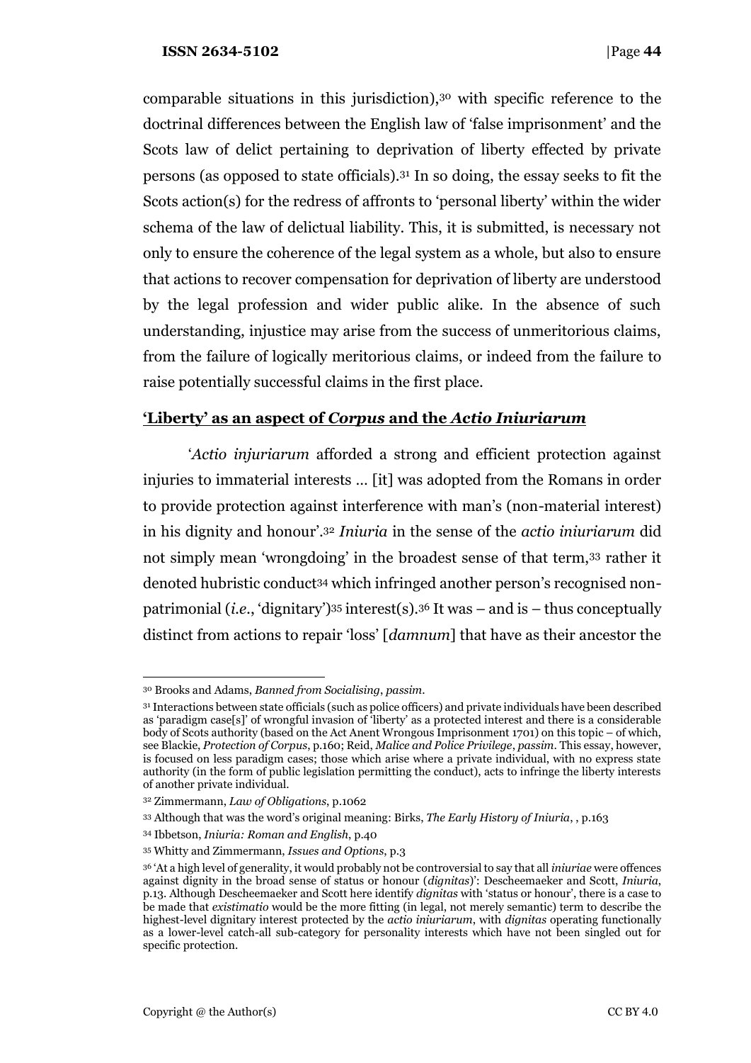comparable situations in this jurisdiction),[30] with specific reference to the doctrinal differences between the English law of 'false imprisonment' and the Scots law of delict pertaining to deprivation of liberty effected by private persons (as opposed to state officials).[31] In so doing, the essay seeks to fit the Scots action(s) for the redress of affronts to 'personal liberty' within the wider schema of the law of delictual liability. This, it is submitted, is necessary not only to ensure the coherence of the legal system as a whole, but also to ensure that actions to recover compensation for deprivation of liberty are understood by the legal profession and wider public alike. In the absence of such understanding, injustice may arise from the success of unmeritorious claims, from the failure of logically meritorious claims, or indeed from the failure to raise potentially successful claims in the first place.

## 'Liberty' as an aspect of *Corpus* and the *Actio Iniuriarum*

'*Actio injuriarum* afforded a strong and efficient protection against injuries to immaterial interests … [it] was adopted from the Romans in order to provide protection against interference with man's (non-material interest) in his dignity and honour'.[32] *Iniuria* in the sense of the *actio iniuriarum* did not simply mean 'wrongdoing' in the broadest sense of that term,[33] rather it denoted hubristic conduct[34] which infringed another person's recognised non-patrimonial (*i.e.*, 'dignitary')[35] interest(s).[36] It was – and is – thus conceptually distinct from actions to repair 'loss' [*damnum*] that have as their ancestor the

---

[30] Brooks and Adams, *Banned from Socialising*, *passim*.

[31] Interactions between state officials (such as police officers) and private individuals have been described as 'paradigm case[s]' of wrongful invasion of 'liberty' as a protected interest and there is a considerable body of Scots authority (based on the Act Anent Wrongous Imprisonment 1701) on this topic – of which, see Blackie, *Protection of Corpus*, p.160; Reid, *Malice and Police Privilege*, *passim*. This essay, however, is focused on less paradigm cases; those which arise where a private individual, with no express state authority (in the form of public legislation permitting the conduct), acts to infringe the liberty interests of another private individual.

[32] Zimmermann, *Law of Obligations*, p.1062

[33] Although that was the word's original meaning: Birks, *The Early History of Iniuria*, , p.163

[34] Ibbetson, *Iniuria: Roman and English*, p.40

[35] Whitty and Zimmermann, *Issues and Options*, p.3

[36] 'At a high level of generality, it would probably not be controversial to say that all *iniuriae* were offences against dignity in the broad sense of status or honour (*dignitas*)': Descheemaeker and Scott, *Iniuria*, p.13. Although Descheemaeker and Scott here identify *dignitas* with 'status or honour', there is a case to be made that *existimatio* would be the more fitting (in legal, not merely semantic) term to describe the highest-level dignitary interest protected by the *actio iniuriarum*, with *dignitas* operating functionally as a lower-level catch-all sub-category for personality interests which have not been singled out for specific protection.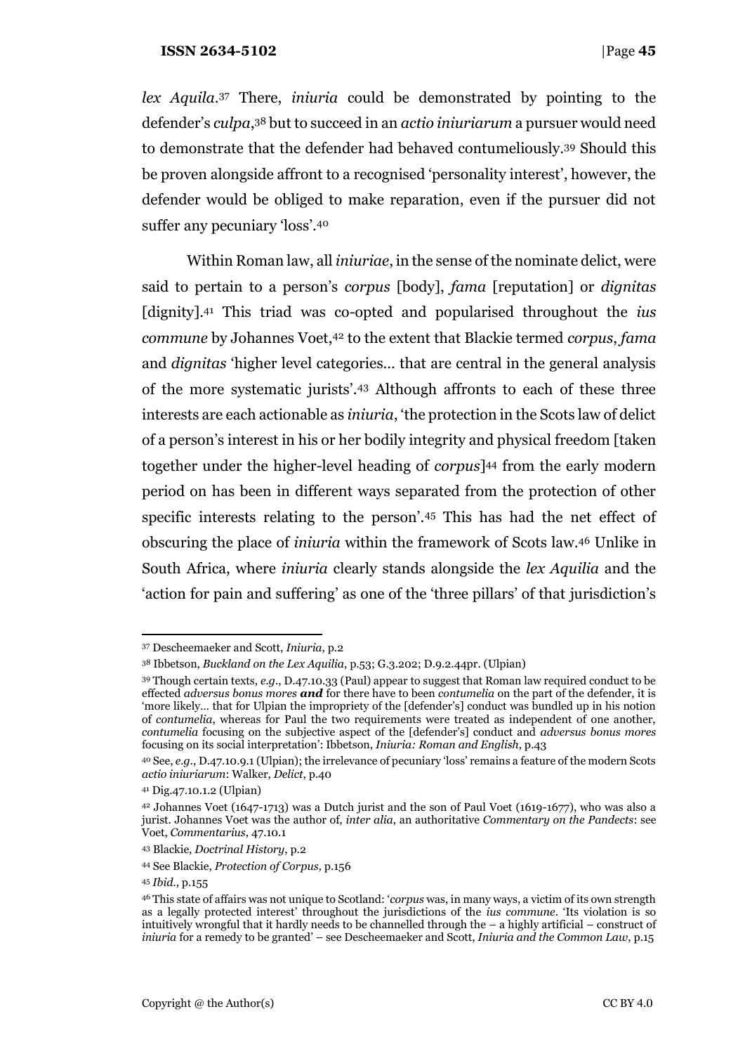*lex Aquila*.[37] There, *iniuria* could be demonstrated by pointing to the defender's *culpa*,[38] but to succeed in an *actio iniuriarum* a pursuer would need to demonstrate that the defender had behaved contumeliously.[39] Should this be proven alongside affront to a recognised 'personality interest', however, the defender would be obliged to make reparation, even if the pursuer did not suffer any pecuniary 'loss'.[40]

Within Roman law, all *iniuriae*, in the sense of the nominate delict, were said to pertain to a person's *corpus* [body], *fama* [reputation] or *dignitas* [dignity].[41] This triad was co-opted and popularised throughout the *ius commune* by Johannes Voet,[42] to the extent that Blackie termed *corpus*, *fama* and *dignitas* 'higher level categories… that are central in the general analysis of the more systematic jurists'.[43] Although affronts to each of these three interests are each actionable as *iniuria*, 'the protection in the Scots law of delict of a person's interest in his or her bodily integrity and physical freedom [taken together under the higher-level heading of *corpus*][44] from the early modern period on has been in different ways separated from the protection of other specific interests relating to the person'.[45] This has had the net effect of obscuring the place of *iniuria* within the framework of Scots law.[46] Unlike in South Africa, where *iniuria* clearly stands alongside the *lex Aquilia* and the 'action for pain and suffering' as one of the 'three pillars' of that jurisdiction's

---

[37] Descheemaeker and Scott, *Iniuria*, p.2

[38] Ibbetson, *Buckland on the Lex Aquilia*, p.53; G.3.202; D.9.2.44pr. (Ulpian)

[39] Though certain texts, *e.g.*, D.47.10.33 (Paul) appear to suggest that Roman law required conduct to be effected *adversus bonus mores* ***and*** for there have to been *contumelia* on the part of the defender, it is 'more likely… that for Ulpian the impropriety of the [defender's] conduct was bundled up in his notion of *contumelia*, whereas for Paul the two requirements were treated as independent of one another, *contumelia* focusing on the subjective aspect of the [defender's] conduct and *adversus bonus mores* focusing on its social interpretation': Ibbetson, *Iniuria: Roman and English*, p.43

[40] See, *e.g.*, D.47.10.9.1 (Ulpian); the irrelevance of pecuniary 'loss' remains a feature of the modern Scots *actio iniuriarum*: Walker, *Delict*, p.40

[41] Dig.47.10.1.2 (Ulpian)

[42] Johannes Voet (1647-1713) was a Dutch jurist and the son of Paul Voet (1619-1677), who was also a jurist. Johannes Voet was the author of, *inter alia*, an authoritative *Commentary on the Pandects*: see Voet, *Commentarius*, 47.10.1

[43] Blackie, *Doctrinal History*, p.2

[44] See Blackie, *Protection of Corpus,* p.156

[45] *Ibid.*, p.155

[46] This state of affairs was not unique to Scotland: '*corpus* was, in many ways, a victim of its own strength as a legally protected interest' throughout the jurisdictions of the *ius commune*. 'Its violation is so intuitively wrongful that it hardly needs to be channelled through the – a highly artificial – construct of *iniuria* for a remedy to be granted' – see Descheemaeker and Scott, *Iniuria and the Common Law*, p.15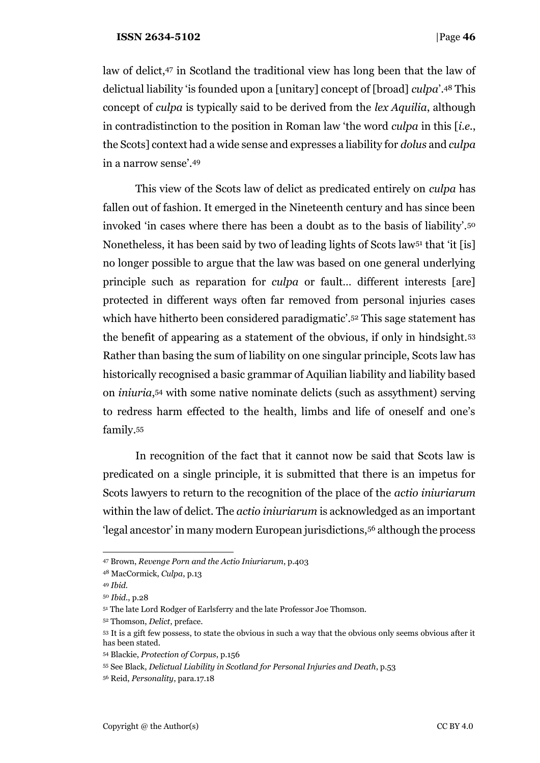law of delict,[47] in Scotland the traditional view has long been that the law of delictual liability 'is founded upon a [unitary] concept of [broad] *culpa*'.[48] This concept of *culpa* is typically said to be derived from the *lex Aquilia*, although in contradistinction to the position in Roman law 'the word *culpa* in this [*i.e.*, the Scots] context had a wide sense and expresses a liability for *dolus* and *culpa* in a narrow sense'.[49]

This view of the Scots law of delict as predicated entirely on *culpa* has fallen out of fashion. It emerged in the Nineteenth century and has since been invoked 'in cases where there has been a doubt as to the basis of liability'.[50] Nonetheless, it has been said by two of leading lights of Scots law[51] that 'it [is] no longer possible to argue that the law was based on one general underlying principle such as reparation for *culpa* or fault… different interests [are] protected in different ways often far removed from personal injuries cases which have hitherto been considered paradigmatic'.[52] This sage statement has the benefit of appearing as a statement of the obvious, if only in hindsight.[53] Rather than basing the sum of liability on one singular principle, Scots law has historically recognised a basic grammar of Aquilian liability and liability based on *iniuria*,[54] with some native nominate delicts (such as assythment) serving to redress harm effected to the health, limbs and life of oneself and one's family.[55]

In recognition of the fact that it cannot now be said that Scots law is predicated on a single principle, it is submitted that there is an impetus for Scots lawyers to return to the recognition of the place of the *actio iniuriarum* within the law of delict. The *actio iniuriarum* is acknowledged as an important 'legal ancestor' in many modern European jurisdictions,[56] although the process

---

[47] Brown, *Revenge Porn and the Actio Iniuriarum*, p.403

[48] MacCormick, *Culpa*, p.13

[49] *Ibid.*

[50] *Ibid.*, p.28

[51] The late Lord Rodger of Earlsferry and the late Professor Joe Thomson.

[52] Thomson, *Delict*, preface.

[53] It is a gift few possess, to state the obvious in such a way that the obvious only seems obvious after it has been stated.

[54] Blackie, *Protection of Corpus*, p.156

[55] See Black, *Delictual Liability in Scotland for Personal Injuries and Death*, p.53

[56] Reid, *Personality*, para.17.18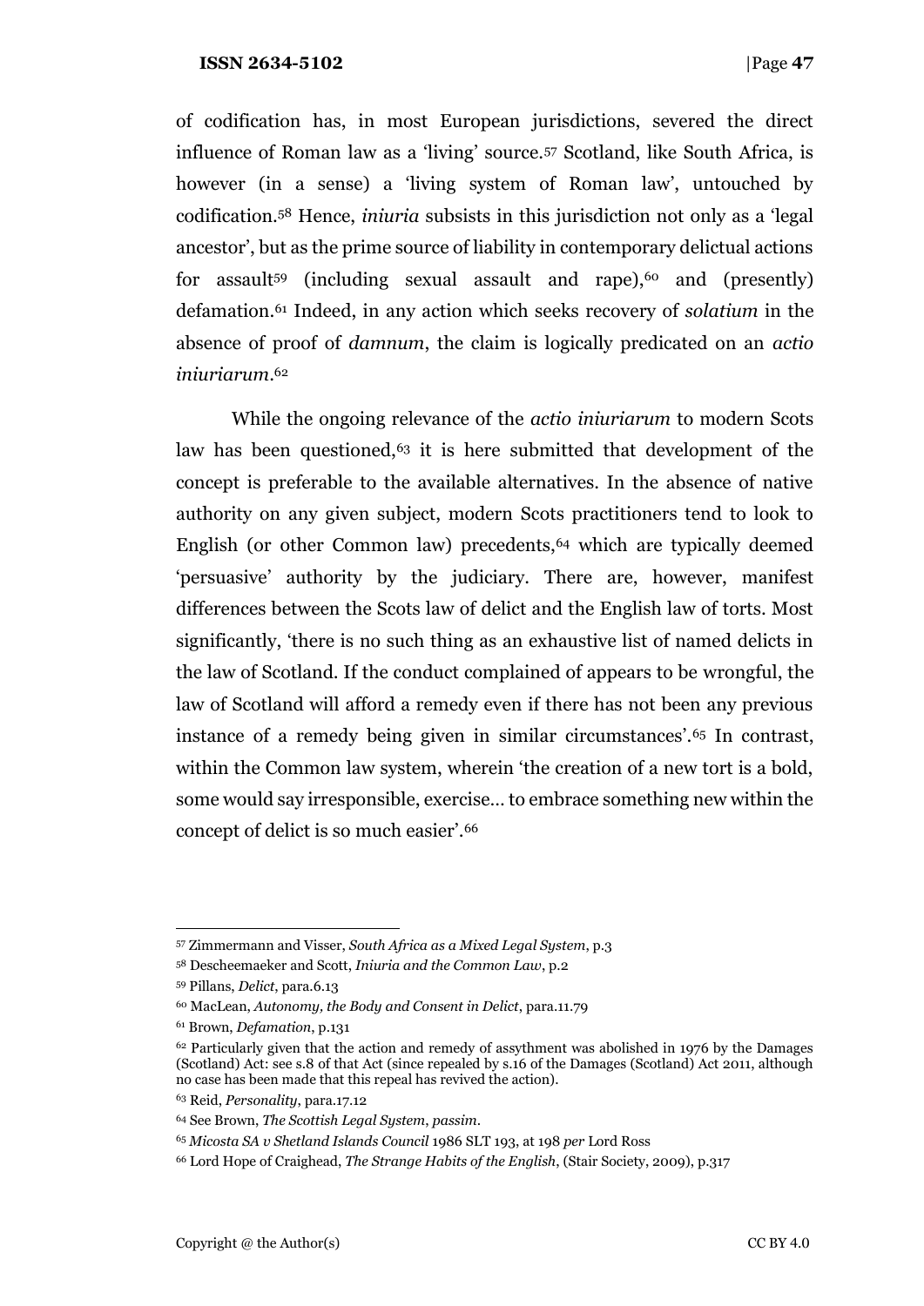of codification has, in most European jurisdictions, severed the direct influence of Roman law as a 'living' source.[57] Scotland, like South Africa, is however (in a sense) a 'living system of Roman law', untouched by codification.[58] Hence, *iniuria* subsists in this jurisdiction not only as a 'legal ancestor', but as the prime source of liability in contemporary delictual actions for assault[59] (including sexual assault and rape),[60] and (presently) defamation.[61] Indeed, in any action which seeks recovery of *solatium* in the absence of proof of *damnum*, the claim is logically predicated on an *actio iniuriarum*.[62]

While the ongoing relevance of the *actio iniuriarum* to modern Scots law has been questioned,[63] it is here submitted that development of the concept is preferable to the available alternatives. In the absence of native authority on any given subject, modern Scots practitioners tend to look to English (or other Common law) precedents,[64] which are typically deemed 'persuasive' authority by the judiciary. There are, however, manifest differences between the Scots law of delict and the English law of torts. Most significantly, 'there is no such thing as an exhaustive list of named delicts in the law of Scotland. If the conduct complained of appears to be wrongful, the law of Scotland will afford a remedy even if there has not been any previous instance of a remedy being given in similar circumstances'.[65] In contrast, within the Common law system, wherein 'the creation of a new tort is a bold, some would say irresponsible, exercise… to embrace something new within the concept of delict is so much easier'.[66]

---

[57] Zimmermann and Visser, *South Africa as a Mixed Legal System*, p.3

[58] Descheemaeker and Scott, *Iniuria and the Common Law*, p.2

[59] Pillans, *Delict*, para.6.13

[60] MacLean, *Autonomy, the Body and Consent in Delict*, para.11.79

[61] Brown, *Defamation*, p.131

[62] Particularly given that the action and remedy of assythment was abolished in 1976 by the Damages (Scotland) Act: see s.8 of that Act (since repealed by s.16 of the Damages (Scotland) Act 2011, although no case has been made that this repeal has revived the action).

[63] Reid, *Personality*, para.17.12

[64] See Brown, *The Scottish Legal System*, *passim*.

[65] *Micosta SA v Shetland Islands Council* 1986 SLT 193, at 198 *per* Lord Ross

[66] Lord Hope of Craighead, *The Strange Habits of the English*, (Stair Society, 2009), p.317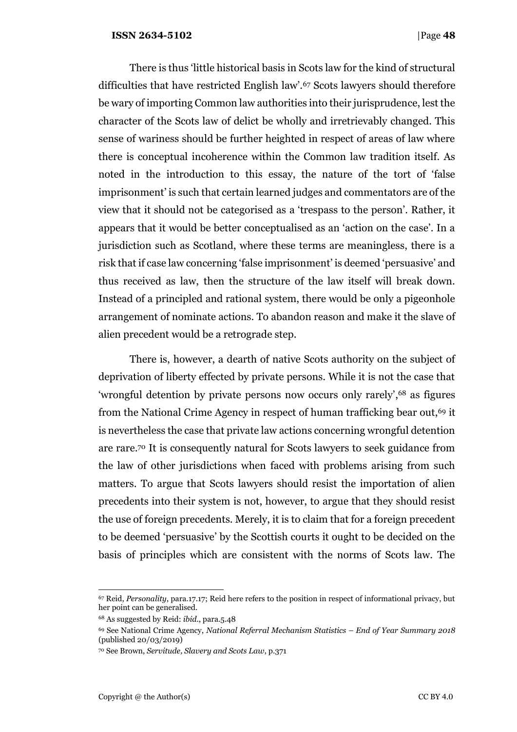There is thus 'little historical basis in Scots law for the kind of structural difficulties that have restricted English law'.[67] Scots lawyers should therefore be wary of importing Common law authorities into their jurisprudence, lest the character of the Scots law of delict be wholly and irretrievably changed. This sense of wariness should be further heighted in respect of areas of law where there is conceptual incoherence within the Common law tradition itself. As noted in the introduction to this essay, the nature of the tort of 'false imprisonment' is such that certain learned judges and commentators are of the view that it should not be categorised as a 'trespass to the person'. Rather, it appears that it would be better conceptualised as an 'action on the case'. In a jurisdiction such as Scotland, where these terms are meaningless, there is a risk that if case law concerning 'false imprisonment' is deemed 'persuasive' and thus received as law, then the structure of the law itself will break down. Instead of a principled and rational system, there would be only a pigeonhole arrangement of nominate actions. To abandon reason and make it the slave of alien precedent would be a retrograde step.

There is, however, a dearth of native Scots authority on the subject of deprivation of liberty effected by private persons. While it is not the case that 'wrongful detention by private persons now occurs only rarely',[68] as figures from the National Crime Agency in respect of human trafficking bear out,[69] it is nevertheless the case that private law actions concerning wrongful detention are rare.[70] It is consequently natural for Scots lawyers to seek guidance from the law of other jurisdictions when faced with problems arising from such matters. To argue that Scots lawyers should resist the importation of alien precedents into their system is not, however, to argue that they should resist the use of foreign precedents. Merely, it is to claim that for a foreign precedent to be deemed 'persuasive' by the Scottish courts it ought to be decided on the basis of principles which are consistent with the norms of Scots law. The

---

[67] Reid, *Personality*, para.17.17; Reid here refers to the position in respect of informational privacy, but her point can be generalised.

[68] As suggested by Reid: *ibid.*, para.5.48

[69] See National Crime Agency, *National Referral Mechanism Statistics – End of Year Summary 2018* (published 20/03/2019)

[70] See Brown, *Servitude, Slavery and Scots Law*, p.371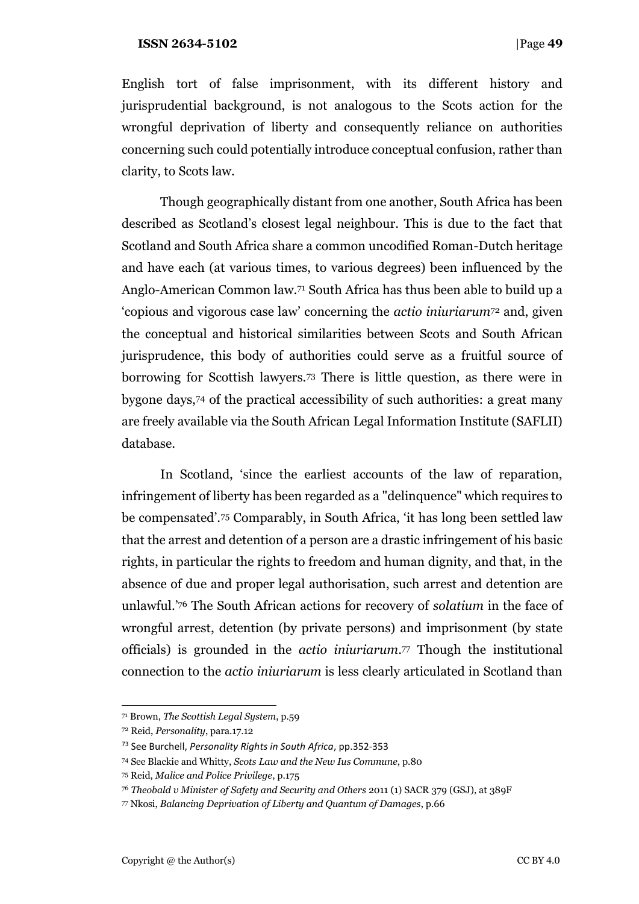English tort of false imprisonment, with its different history and jurisprudential background, is not analogous to the Scots action for the wrongful deprivation of liberty and consequently reliance on authorities concerning such could potentially introduce conceptual confusion, rather than clarity, to Scots law.

Though geographically distant from one another, South Africa has been described as Scotland's closest legal neighbour. This is due to the fact that Scotland and South Africa share a common uncodified Roman-Dutch heritage and have each (at various times, to various degrees) been influenced by the Anglo-American Common law.[71] South Africa has thus been able to build up a 'copious and vigorous case law' concerning the *actio iniuriarum*[72] and, given the conceptual and historical similarities between Scots and South African jurisprudence, this body of authorities could serve as a fruitful source of borrowing for Scottish lawyers.[73] There is little question, as there were in bygone days,[74] of the practical accessibility of such authorities: a great many are freely available via the South African Legal Information Institute (SAFLII) database.

In Scotland, 'since the earliest accounts of the law of reparation, infringement of liberty has been regarded as a "delinquence" which requires to be compensated'.[75] Comparably, in South Africa, 'it has long been settled law that the arrest and detention of a person are a drastic infringement of his basic rights, in particular the rights to freedom and human dignity, and that, in the absence of due and proper legal authorisation, such arrest and detention are unlawful.'[76] The South African actions for recovery of *solatium* in the face of wrongful arrest, detention (by private persons) and imprisonment (by state officials) is grounded in the *actio iniuriarum*.[77] Though the institutional connection to the *actio iniuriarum* is less clearly articulated in Scotland than

---

[71] Brown, *The Scottish Legal System*, p.59

[72] Reid, *Personality*, para.17.12

[73] See Burchell, *Personality Rights in South Africa*, pp.352-353

[74] See Blackie and Whitty, *Scots Law and the New Ius Commune*, p.80

[75] Reid, *Malice and Police Privilege*, p.175

[76] *Theobald v Minister of Safety and Security and Others* 2011 (1) SACR 379 (GSJ), at 389F

[77] Nkosi, *Balancing Deprivation of Liberty and Quantum of Damages*, p.66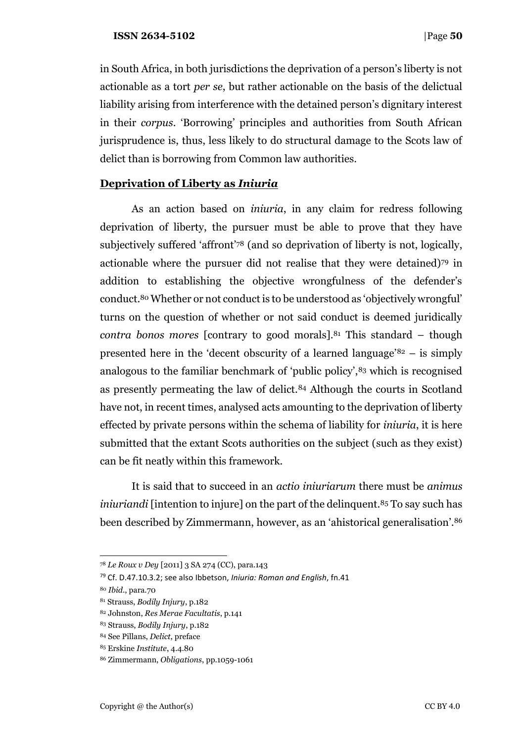in South Africa, in both jurisdictions the deprivation of a person's liberty is not actionable as a tort *per se*, but rather actionable on the basis of the delictual liability arising from interference with the detained person's dignitary interest in their *corpus*. 'Borrowing' principles and authorities from South African jurisprudence is, thus, less likely to do structural damage to the Scots law of delict than is borrowing from Common law authorities.

## Deprivation of Liberty as *Iniuria*

As an action based on *iniuria*, in any claim for redress following deprivation of liberty, the pursuer must be able to prove that they have subjectively suffered 'affront'[78] (and so deprivation of liberty is not, logically, actionable where the pursuer did not realise that they were detained)[79] in addition to establishing the objective wrongfulness of the defender's conduct.[80] Whether or not conduct is to be understood as 'objectively wrongful' turns on the question of whether or not said conduct is deemed juridically *contra bonos mores* [contrary to good morals].[81] This standard – though presented here in the 'decent obscurity of a learned language'[82] – is simply analogous to the familiar benchmark of 'public policy',[83] which is recognised as presently permeating the law of delict.[84] Although the courts in Scotland have not, in recent times, analysed acts amounting to the deprivation of liberty effected by private persons within the schema of liability for *iniuria*, it is here submitted that the extant Scots authorities on the subject (such as they exist) can be fit neatly within this framework.

It is said that to succeed in an *actio iniuriarum* there must be *animus iniuriandi* [intention to injure] on the part of the delinquent.[85] To say such has been described by Zimmermann, however, as an 'ahistorical generalisation'.[86]

---

[78] *Le Roux v Dey* [2011] 3 SA 274 (CC), para.143

[79] Cf. D.47.10.3.2; see also Ibbetson, *Iniuria: Roman and English*, fn.41

[80] *Ibid.*, para.70

[81] Strauss, *Bodily Injury*, p.182

[82] Johnston, *Res Merae Facultatis*, p.141

[83] Strauss, *Bodily Injury*, p.182

[84] See Pillans, *Delict*, preface

[85] Erskine *Institute*, 4.4.80

[86] Zimmermann, *Obligations*, pp.1059-1061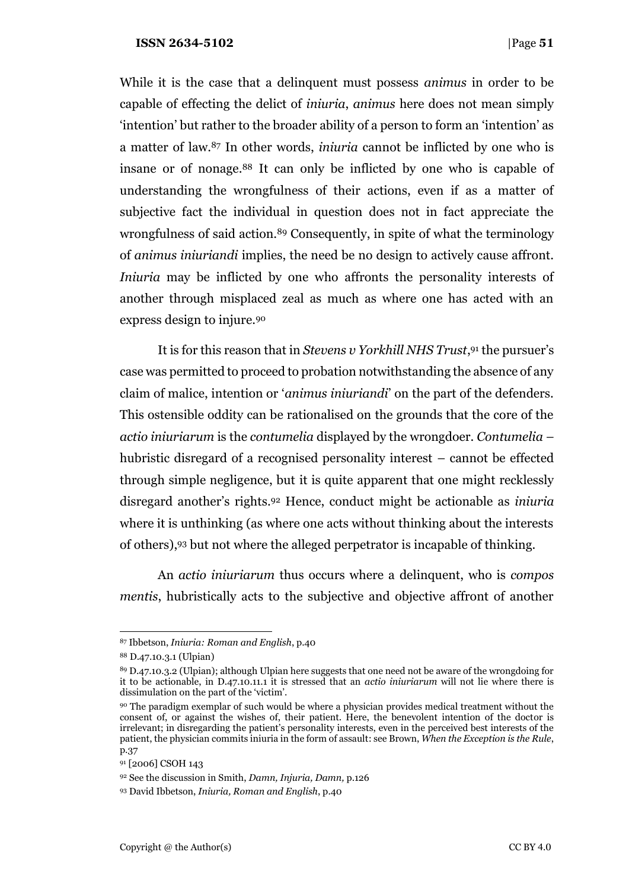While it is the case that a delinquent must possess *animus* in order to be capable of effecting the delict of *iniuria*, *animus* here does not mean simply 'intention' but rather to the broader ability of a person to form an 'intention' as a matter of law.[87] In other words, *iniuria* cannot be inflicted by one who is insane or of nonage.[88] It can only be inflicted by one who is capable of understanding the wrongfulness of their actions, even if as a matter of subjective fact the individual in question does not in fact appreciate the wrongfulness of said action.[89] Consequently, in spite of what the terminology of *animus iniuriandi* implies, the need be no design to actively cause affront. *Iniuria* may be inflicted by one who affronts the personality interests of another through misplaced zeal as much as where one has acted with an express design to injure.[90]

It is for this reason that in *Stevens v Yorkhill NHS Trust*,[91] the pursuer's case was permitted to proceed to probation notwithstanding the absence of any claim of malice, intention or '*animus iniuriandi*' on the part of the defenders. This ostensible oddity can be rationalised on the grounds that the core of the *actio iniuriarum* is the *contumelia* displayed by the wrongdoer. *Contumelia* – hubristic disregard of a recognised personality interest – cannot be effected through simple negligence, but it is quite apparent that one might recklessly disregard another's rights.[92] Hence, conduct might be actionable as *iniuria* where it is unthinking (as where one acts without thinking about the interests of others),[93] but not where the alleged perpetrator is incapable of thinking.

An *actio iniuriarum* thus occurs where a delinquent, who is *compos mentis*, hubristically acts to the subjective and objective affront of another

---

[87] Ibbetson, *Iniuria: Roman and English*, p.40

[88] D.47.10.3.1 (Ulpian)

[89] D.47.10.3.2 (Ulpian); although Ulpian here suggests that one need not be aware of the wrongdoing for it to be actionable, in D.47.10.11.1 it is stressed that an *actio iniuriarum* will not lie where there is dissimulation on the part of the 'victim'.

[90] The paradigm exemplar of such would be where a physician provides medical treatment without the consent of, or against the wishes of, their patient. Here, the benevolent intention of the doctor is irrelevant; in disregarding the patient's personality interests, even in the perceived best interests of the patient, the physician commits iniuria in the form of assault: see Brown, *When the Exception is the Rule*, p.37

[91] [2006] CSOH 143

[92] See the discussion in Smith, *Damn, Injuria, Damn,* p.126

[93] David Ibbetson, *Iniuria, Roman and English*, p.40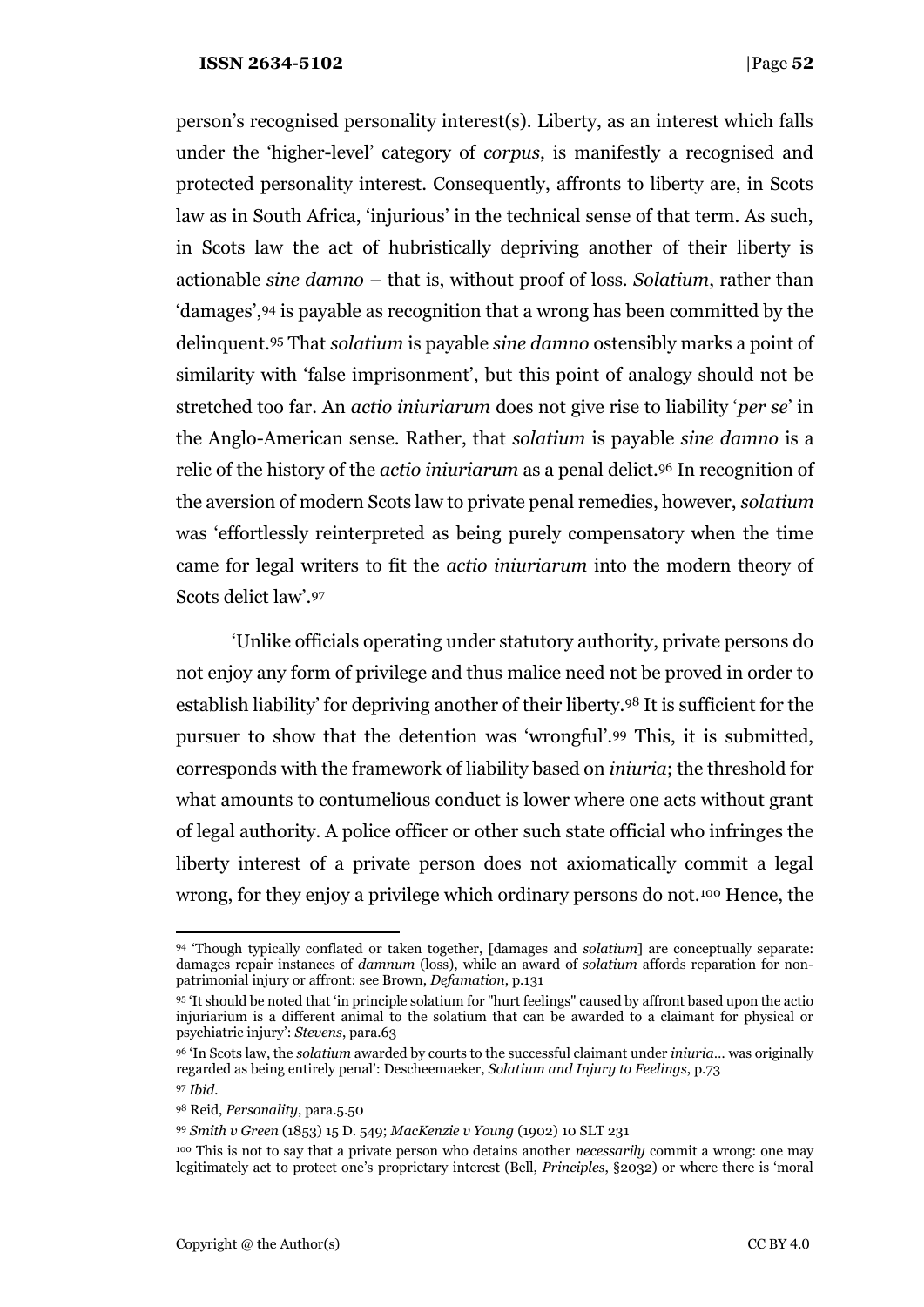person's recognised personality interest(s). Liberty, as an interest which falls under the 'higher-level' category of *corpus*, is manifestly a recognised and protected personality interest. Consequently, affronts to liberty are, in Scots law as in South Africa, 'injurious' in the technical sense of that term. As such, in Scots law the act of hubristically depriving another of their liberty is actionable *sine damno* – that is, without proof of loss. *Solatium*, rather than 'damages',[94] is payable as recognition that a wrong has been committed by the delinquent.[95] That *solatium* is payable *sine damno* ostensibly marks a point of similarity with 'false imprisonment', but this point of analogy should not be stretched too far. An *actio iniuriarum* does not give rise to liability '*per se*' in the Anglo-American sense. Rather, that *solatium* is payable *sine damno* is a relic of the history of the *actio iniuriarum* as a penal delict.[96] In recognition of the aversion of modern Scots law to private penal remedies, however, *solatium* was 'effortlessly reinterpreted as being purely compensatory when the time came for legal writers to fit the *actio iniuriarum* into the modern theory of Scots delict law'.[97]

'Unlike officials operating under statutory authority, private persons do not enjoy any form of privilege and thus malice need not be proved in order to establish liability' for depriving another of their liberty.[98] It is sufficient for the pursuer to show that the detention was 'wrongful'.[99] This, it is submitted, corresponds with the framework of liability based on *iniuria*; the threshold for what amounts to contumelious conduct is lower where one acts without grant of legal authority. A police officer or other such state official who infringes the liberty interest of a private person does not axiomatically commit a legal wrong, for they enjoy a privilege which ordinary persons do not.[100] Hence, the

---

[94] 'Though typically conflated or taken together, [damages and *solatium*] are conceptually separate: damages repair instances of *damnum* (loss), while an award of *solatium* affords reparation for non-patrimonial injury or affront: see Brown, *Defamation*, p.131

[95] 'It should be noted that 'in principle solatium for "hurt feelings" caused by affront based upon the actio injuriarium is a different animal to the solatium that can be awarded to a claimant for physical or psychiatric injury': *Stevens*, para.63

[96] 'In Scots law, the *solatium* awarded by courts to the successful claimant under *iniuria*... was originally regarded as being entirely penal': Descheemaeker, *Solatium and Injury to Feelings*, p.73

[97] *Ibid.*

[98] Reid, *Personality*, para.5.50

[99] *Smith v Green* (1853) 15 D. 549; *MacKenzie v Young* (1902) 10 SLT 231

[100] This is not to say that a private person who detains another *necessarily* commit a wrong: one may legitimately act to protect one's proprietary interest (Bell, *Principles*, §2032) or where there is 'moral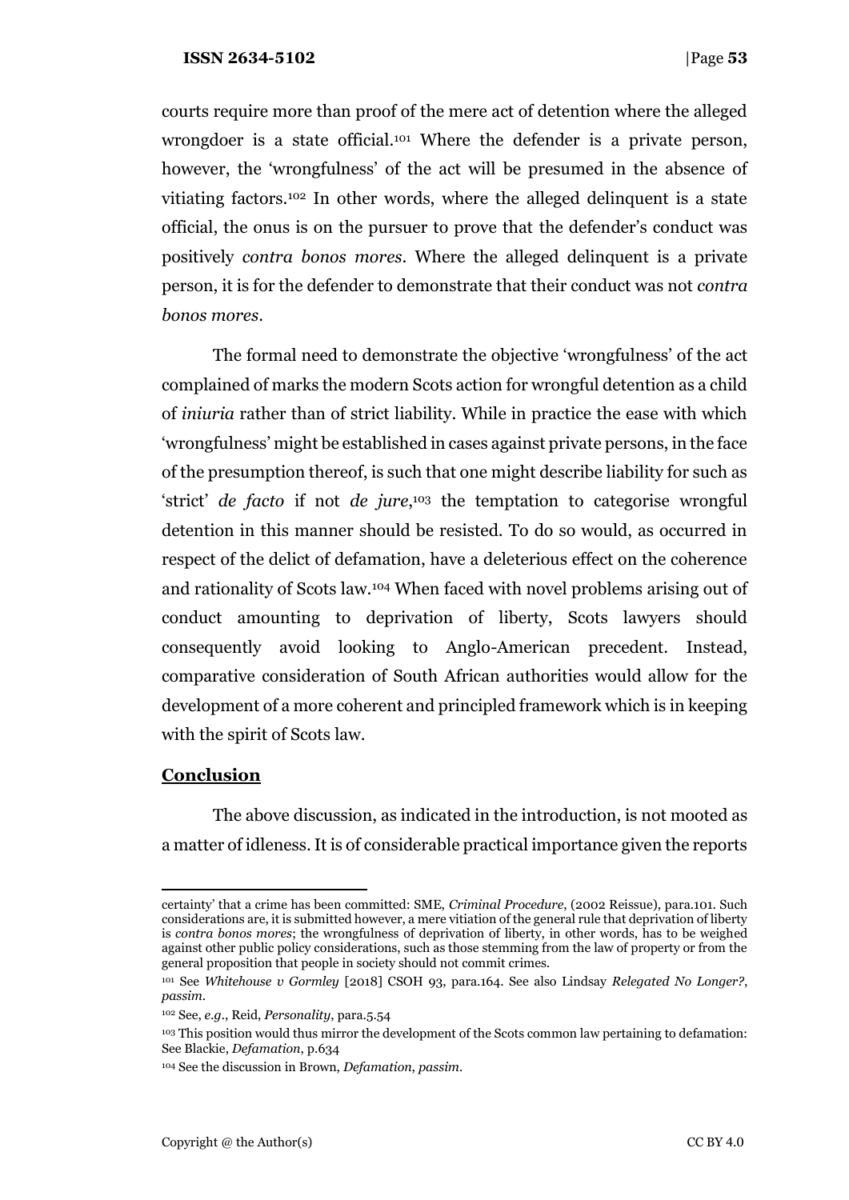courts require more than proof of the mere act of detention where the alleged wrongdoer is a state official.[101] Where the defender is a private person, however, the 'wrongfulness' of the act will be presumed in the absence of vitiating factors.[102] In other words, where the alleged delinquent is a state official, the onus is on the pursuer to prove that the defender's conduct was positively *contra bonos mores*. Where the alleged delinquent is a private person, it is for the defender to demonstrate that their conduct was not *contra bonos mores*.

The formal need to demonstrate the objective 'wrongfulness' of the act complained of marks the modern Scots action for wrongful detention as a child of *iniuria* rather than of strict liability. While in practice the ease with which 'wrongfulness' might be established in cases against private persons, in the face of the presumption thereof, is such that one might describe liability for such as 'strict' *de facto* if not *de jure*,[103] the temptation to categorise wrongful detention in this manner should be resisted. To do so would, as occurred in respect of the delict of defamation, have a deleterious effect on the coherence and rationality of Scots law.[104] When faced with novel problems arising out of conduct amounting to deprivation of liberty, Scots lawyers should consequently avoid looking to Anglo-American precedent. Instead, comparative consideration of South African authorities would allow for the development of a more coherent and principled framework which is in keeping with the spirit of Scots law.

## Conclusion

The above discussion, as indicated in the introduction, is not mooted as a matter of idleness. It is of considerable practical importance given the reports

---

certainty' that a crime has been committed: SME, *Criminal Procedure*, (2002 Reissue), para.101. Such considerations are, it is submitted however, a mere vitiation of the general rule that deprivation of liberty is *contra bonos mores*; the wrongfulness of deprivation of liberty, in other words, has to be weighed against other public policy considerations, such as those stemming from the law of property or from the general proposition that people in society should not commit crimes.

[101] See *Whitehouse v Gormley* [2018] CSOH 93, para.164. See also Lindsay *Relegated No Longer?*, *passim*.

[102] See, *e.g.*, Reid, *Personality*, para.5.54

[103] This position would thus mirror the development of the Scots common law pertaining to defamation: See Blackie, *Defamation*, p.634

[104] See the discussion in Brown, *Defamation*, *passim*.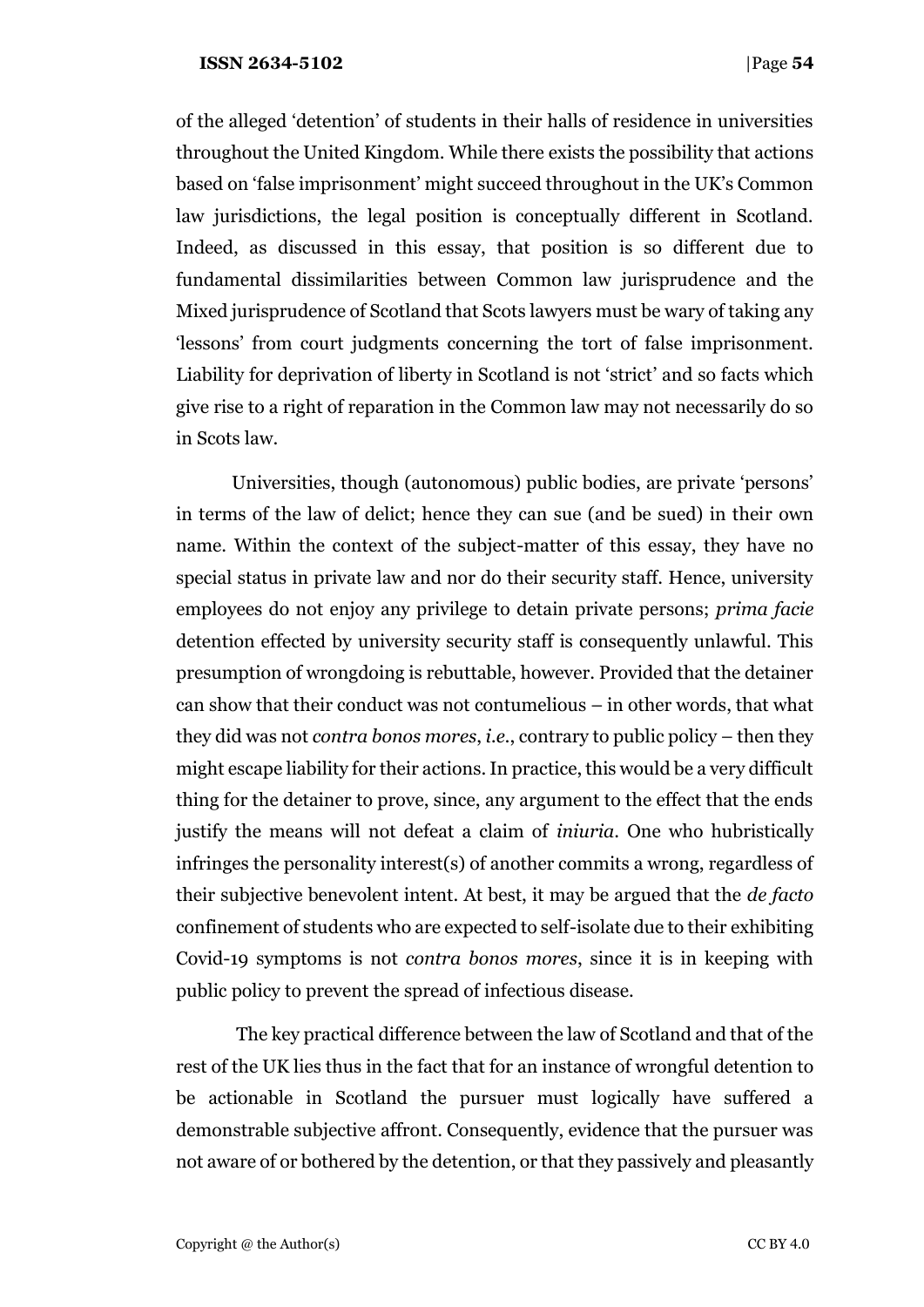of the alleged 'detention' of students in their halls of residence in universities throughout the United Kingdom. While there exists the possibility that actions based on 'false imprisonment' might succeed throughout in the UK's Common law jurisdictions, the legal position is conceptually different in Scotland. Indeed, as discussed in this essay, that position is so different due to fundamental dissimilarities between Common law jurisprudence and the Mixed jurisprudence of Scotland that Scots lawyers must be wary of taking any 'lessons' from court judgments concerning the tort of false imprisonment. Liability for deprivation of liberty in Scotland is not 'strict' and so facts which give rise to a right of reparation in the Common law may not necessarily do so in Scots law.

Universities, though (autonomous) public bodies, are private 'persons' in terms of the law of delict; hence they can sue (and be sued) in their own name. Within the context of the subject-matter of this essay, they have no special status in private law and nor do their security staff. Hence, university employees do not enjoy any privilege to detain private persons; *prima facie* detention effected by university security staff is consequently unlawful. This presumption of wrongdoing is rebuttable, however. Provided that the detainer can show that their conduct was not contumelious – in other words, that what they did was not *contra bonos mores*, *i.e.*, contrary to public policy – then they might escape liability for their actions. In practice, this would be a very difficult thing for the detainer to prove, since, any argument to the effect that the ends justify the means will not defeat a claim of *iniuria*. One who hubristically infringes the personality interest(s) of another commits a wrong, regardless of their subjective benevolent intent. At best, it may be argued that the *de facto* confinement of students who are expected to self-isolate due to their exhibiting Covid-19 symptoms is not *contra bonos mores*, since it is in keeping with public policy to prevent the spread of infectious disease.

The key practical difference between the law of Scotland and that of the rest of the UK lies thus in the fact that for an instance of wrongful detention to be actionable in Scotland the pursuer must logically have suffered a demonstrable subjective affront. Consequently, evidence that the pursuer was not aware of or bothered by the detention, or that they passively and pleasantly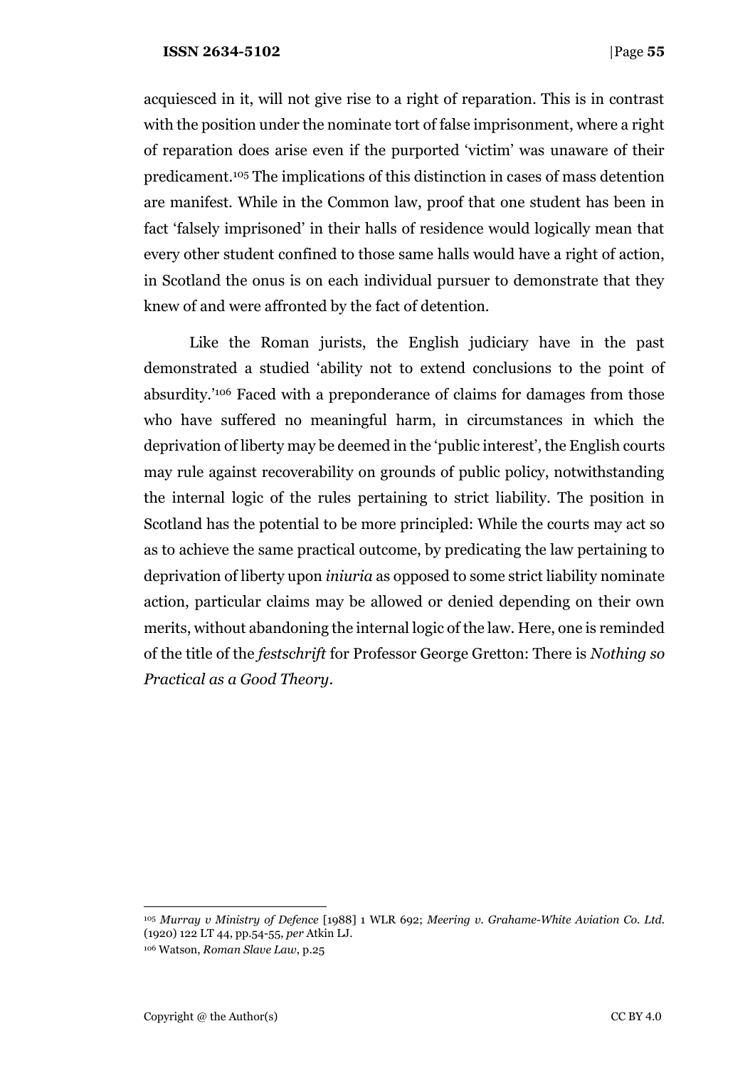acquiesced in it, will not give rise to a right of reparation. This is in contrast with the position under the nominate tort of false imprisonment, where a right of reparation does arise even if the purported 'victim' was unaware of their predicament.[105] The implications of this distinction in cases of mass detention are manifest. While in the Common law, proof that one student has been in fact 'falsely imprisoned' in their halls of residence would logically mean that every other student confined to those same halls would have a right of action, in Scotland the onus is on each individual pursuer to demonstrate that they knew of and were affronted by the fact of detention.

Like the Roman jurists, the English judiciary have in the past demonstrated a studied 'ability not to extend conclusions to the point of absurdity.'[106] Faced with a preponderance of claims for damages from those who have suffered no meaningful harm, in circumstances in which the deprivation of liberty may be deemed in the 'public interest', the English courts may rule against recoverability on grounds of public policy, notwithstanding the internal logic of the rules pertaining to strict liability. The position in Scotland has the potential to be more principled: While the courts may act so as to achieve the same practical outcome, by predicating the law pertaining to deprivation of liberty upon *iniuria* as opposed to some strict liability nominate action, particular claims may be allowed or denied depending on their own merits, without abandoning the internal logic of the law. Here, one is reminded of the title of the *festschrift* for Professor George Gretton: There is *Nothing so Practical as a Good Theory*.

---

[105] *Murray v Ministry of Defence* [1988] 1 WLR 692; *Meering v. Grahame-White Aviation Co. Ltd.* (1920) 122 LT 44, pp.54-55, *per* Atkin LJ.

[106] Watson, *Roman Slave Law*, p.25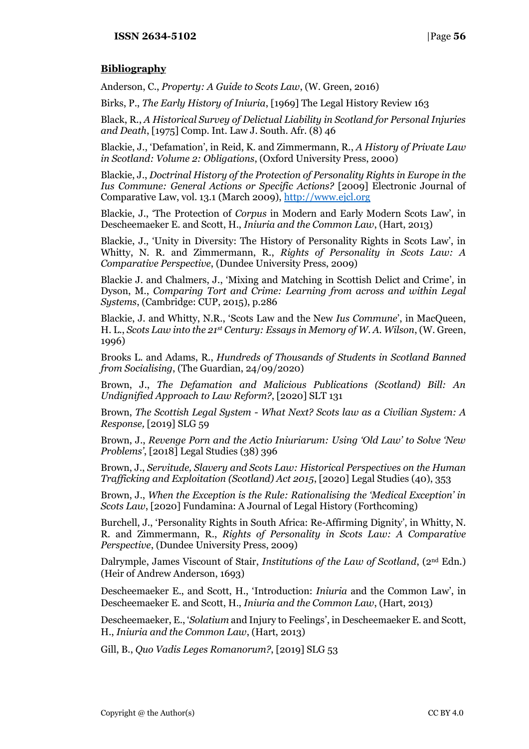**Bibliography**

Anderson, C., *Property: A Guide to Scots Law*, (W. Green, 2016)

Birks, P., *The Early History of Iniuria*, [1969] The Legal History Review 163

Black, R., *A Historical Survey of Delictual Liability in Scotland for Personal Injuries and Death*, [1975] Comp. Int. Law J. South. Afr. (8) 46

Blackie, J., 'Defamation', in Reid, K. and Zimmermann, R., *A History of Private Law in Scotland: Volume 2: Obligations*, (Oxford University Press, 2000)

Blackie, J., *Doctrinal History of the Protection of Personality Rights in Europe in the Ius Commune: General Actions or Specific Actions?* [2009] Electronic Journal of Comparative Law, vol. 13.1 (March 2009), http://www.ejcl.org

Blackie, J., 'The Protection of *Corpus* in Modern and Early Modern Scots Law', in Descheemaeker E. and Scott, H., *Iniuria and the Common Law*, (Hart, 2013)

Blackie, J., 'Unity in Diversity: The History of Personality Rights in Scots Law', in Whitty, N. R. and Zimmermann, R., *Rights of Personality in Scots Law: A Comparative Perspective*, (Dundee University Press, 2009)

Blackie J. and Chalmers, J., 'Mixing and Matching in Scottish Delict and Crime', in Dyson, M., *Comparing Tort and Crime: Learning from across and within Legal Systems*, (Cambridge: CUP, 2015), p.286

Blackie, J. and Whitty, N.R., 'Scots Law and the New *Ius Commune*', in MacQueen, H. L., *Scots Law into the 21st Century: Essays in Memory of W. A. Wilson*, (W. Green, 1996)

Brooks L. and Adams, R., *Hundreds of Thousands of Students in Scotland Banned from Socialising*, (The Guardian, 24/09/2020)

Brown, J., *The Defamation and Malicious Publications (Scotland) Bill: An Undignified Approach to Law Reform?*, [2020] SLT 131

Brown, *The Scottish Legal System - What Next? Scots law as a Civilian System: A Response,* [2019] SLG 59

Brown, J., *Revenge Porn and the Actio Iniuriarum: Using 'Old Law' to Solve 'New Problems'*, [2018] Legal Studies (38) 396

Brown, J., *Servitude, Slavery and Scots Law: Historical Perspectives on the Human Trafficking and Exploitation (Scotland) Act 2015*, [2020] Legal Studies (40), 353

Brown, J., *When the Exception is the Rule: Rationalising the 'Medical Exception' in Scots Law*, [2020] Fundamina: A Journal of Legal History (Forthcoming)

Burchell, J., 'Personality Rights in South Africa: Re-Affirming Dignity', in Whitty, N. R. and Zimmermann, R., *Rights of Personality in Scots Law: A Comparative Perspective*, (Dundee University Press, 2009)

Dalrymple, James Viscount of Stair, *Institutions of the Law of Scotland*, (2nd Edn.) (Heir of Andrew Anderson, 1693)

Descheemaeker E., and Scott, H., 'Introduction: *Iniuria* and the Common Law', in Descheemaeker E. and Scott, H., *Iniuria and the Common Law*, (Hart, 2013)

Descheemaeker, E., '*Solatium* and Injury to Feelings', in Descheemaeker E. and Scott, H., *Iniuria and the Common Law*, (Hart, 2013)

Gill, B., *Quo Vadis Leges Romanorum?*, [2019] SLG 53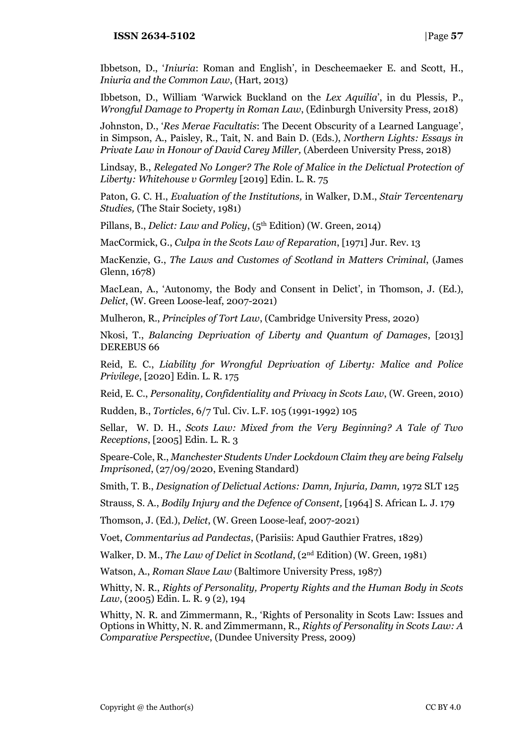Ibbetson, D., '*Iniuria*: Roman and English', in Descheemaeker E. and Scott, H., *Iniuria and the Common Law*, (Hart, 2013)

Ibbetson, D., William 'Warwick Buckland on the *Lex Aquilia*', in du Plessis, P., *Wrongful Damage to Property in Roman Law*, (Edinburgh University Press, 2018)

Johnston, D., '*Res Merae Facultatis*: The Decent Obscurity of a Learned Language', in Simpson, A., Paisley, R., Tait, N. and Bain D. (Eds.), *Northern Lights: Essays in Private Law in Honour of David Carey Miller,* (Aberdeen University Press, 2018)

Lindsay, B., *Relegated No Longer? The Role of Malice in the Delictual Protection of Liberty: Whitehouse v Gormley* [2019] Edin. L. R. 75

Paton, G. C. H., *Evaluation of the Institutions,* in Walker, D.M., *Stair Tercentenary Studies,* (The Stair Society, 1981)

Pillans, B., *Delict: Law and Policy*, (5th Edition) (W. Green, 2014)

MacCormick, G., *Culpa in the Scots Law of Reparation*, [1971] Jur. Rev. 13

MacKenzie, G., *The Laws and Customes of Scotland in Matters Criminal*, (James Glenn, 1678)

MacLean, A., 'Autonomy, the Body and Consent in Delict', in Thomson, J. (Ed.), *Delict*, (W. Green Loose-leaf, 2007-2021)

Mulheron, R., *Principles of Tort Law*, (Cambridge University Press, 2020)

Nkosi, T., *Balancing Deprivation of Liberty and Quantum of Damages*, [2013] DEREBUS 66

Reid, E. C., *Liability for Wrongful Deprivation of Liberty: Malice and Police Privilege*, [2020] Edin. L. R. 175

Reid, E. C., *Personality, Confidentiality and Privacy in Scots Law*, (W. Green, 2010)

Rudden, B., *Torticles*, 6/7 Tul. Civ. L.F. 105 (1991-1992) 105

Sellar, W. D. H., *Scots Law: Mixed from the Very Beginning? A Tale of Two Receptions*, [2005] Edin. L. R. 3

Speare-Cole, R., *Manchester Students Under Lockdown Claim they are being Falsely Imprisoned*, (27/09/2020, Evening Standard)

Smith, T. B., *Designation of Delictual Actions: Damn, Injuria, Damn,* 1972 SLT 125

Strauss, S. A., *Bodily Injury and the Defence of Consent,* [1964] S. African L. J. 179

Thomson, J. (Ed.), *Delict*, (W. Green Loose-leaf, 2007-2021)

Voet, *Commentarius ad Pandectas*, (Parisiis: Apud Gauthier Fratres, 1829)

Walker, D. M., *The Law of Delict in Scotland*, (2nd Edition) (W. Green, 1981)

Watson, A., *Roman Slave Law* (Baltimore University Press, 1987)

Whitty, N. R., *Rights of Personality, Property Rights and the Human Body in Scots Law*, (2005) Edin. L. R. 9 (2), 194

Whitty, N. R. and Zimmermann, R., 'Rights of Personality in Scots Law: Issues and Options in Whitty, N. R. and Zimmermann, R., *Rights of Personality in Scots Law: A Comparative Perspective*, (Dundee University Press, 2009)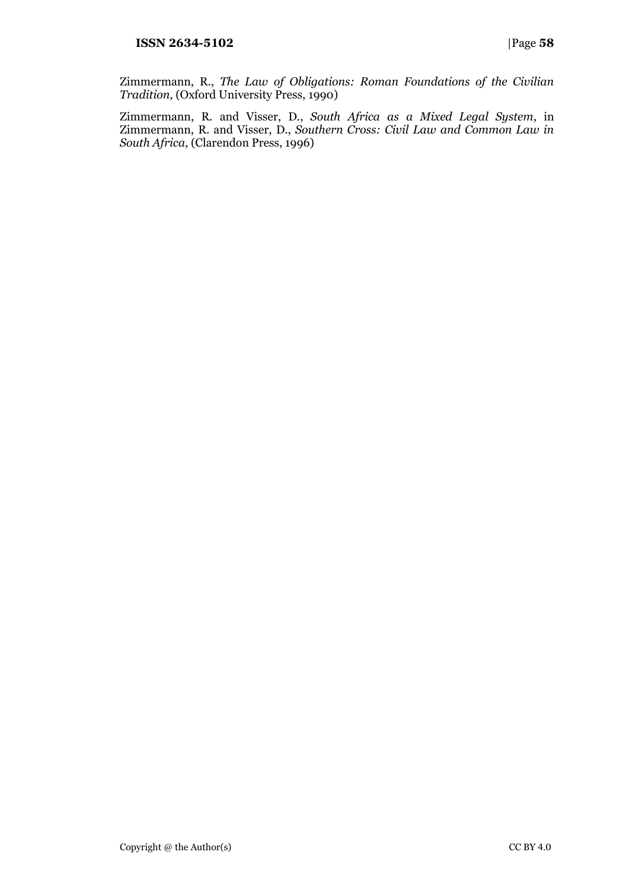Zimmermann, R., *The Law of Obligations: Roman Foundations of the Civilian Tradition*, (Oxford University Press, 1990)

Zimmermann, R. and Visser, D., *South Africa as a Mixed Legal System*, in Zimmermann, R. and Visser, D., *Southern Cross: Civil Law and Common Law in South Africa*, (Clarendon Press, 1996)